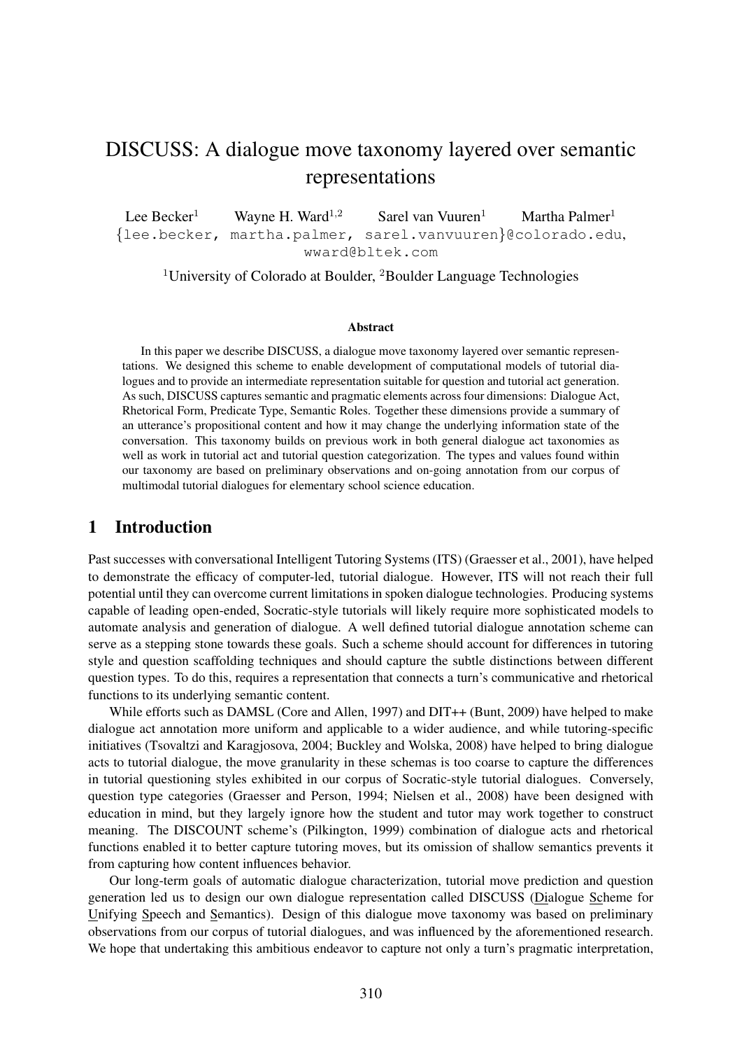# DISCUSS: A dialogue move taxonomy layered over semantic representations

Lee Becker[1] Wayne H. Ward[1,2] Sarel van Vuuren[1] Martha Palmer[1]
{lee.becker, martha.palmer, sarel.vanvuuren}@colorado.edu, wward@bltek.com

[1]University of Colorado at Boulder, [2]Boulder Language Technologies

### Abstract

In this paper we describe DISCUSS, a dialogue move taxonomy layered over semantic representations. We designed this scheme to enable development of computational models of tutorial dialogues and to provide an intermediate representation suitable for question and tutorial act generation. As such, DISCUSS captures semantic and pragmatic elements across four dimensions: Dialogue Act, Rhetorical Form, Predicate Type, Semantic Roles. Together these dimensions provide a summary of an utterance's propositional content and how it may change the underlying information state of the conversation. This taxonomy builds on previous work in both general dialogue act taxonomies as well as work in tutorial act and tutorial question categorization. The types and values found within our taxonomy are based on preliminary observations and on-going annotation from our corpus of multimodal tutorial dialogues for elementary school science education.

## 1 Introduction

Past successes with conversational Intelligent Tutoring Systems (ITS) (Graesser et al., 2001), have helped to demonstrate the efficacy of computer-led, tutorial dialogue. However, ITS will not reach their full potential until they can overcome current limitations in spoken dialogue technologies. Producing systems capable of leading open-ended, Socratic-style tutorials will likely require more sophisticated models to automate analysis and generation of dialogue. A well defined tutorial dialogue annotation scheme can serve as a stepping stone towards these goals. Such a scheme should account for differences in tutoring style and question scaffolding techniques and should capture the subtle distinctions between different question types. To do this, requires a representation that connects a turn's communicative and rhetorical functions to its underlying semantic content.

While efforts such as DAMSL (Core and Allen, 1997) and DIT++ (Bunt, 2009) have helped to make dialogue act annotation more uniform and applicable to a wider audience, and while tutoring-specific initiatives (Tsovaltzi and Karagjosova, 2004; Buckley and Wolska, 2008) have helped to bring dialogue acts to tutorial dialogue, the move granularity in these schemas is too coarse to capture the differences in tutorial questioning styles exhibited in our corpus of Socratic-style tutorial dialogues. Conversely, question type categories (Graesser and Person, 1994; Nielsen et al., 2008) have been designed with education in mind, but they largely ignore how the student and tutor may work together to construct meaning. The DISCOUNT scheme's (Pilkington, 1999) combination of dialogue acts and rhetorical functions enabled it to better capture tutoring moves, but its omission of shallow semantics prevents it from capturing how content influences behavior.

Our long-term goals of automatic dialogue characterization, tutorial move prediction and question generation led us to design our own dialogue representation called DISCUSS (Dialogue Scheme for Unifying Speech and Semantics). Design of this dialogue move taxonomy was based on preliminary observations from our corpus of tutorial dialogues, and was influenced by the aforementioned research. We hope that undertaking this ambitious endeavor to capture not only a turn's pragmatic interpretation,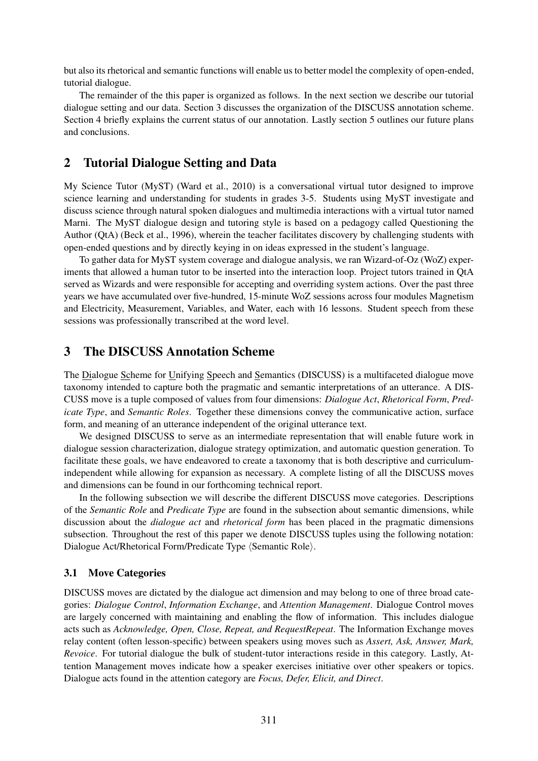but also its rhetorical and semantic functions will enable us to better model the complexity of open-ended, tutorial dialogue.

The remainder of the this paper is organized as follows. In the next section we describe our tutorial dialogue setting and our data. Section 3 discusses the organization of the DISCUSS annotation scheme. Section 4 briefly explains the current status of our annotation. Lastly section 5 outlines our future plans and conclusions.

## 2 Tutorial Dialogue Setting and Data

My Science Tutor (MyST) (Ward et al., 2010) is a conversational virtual tutor designed to improve science learning and understanding for students in grades 3-5. Students using MyST investigate and discuss science through natural spoken dialogues and multimedia interactions with a virtual tutor named Marni. The MyST dialogue design and tutoring style is based on a pedagogy called Questioning the Author (QtA) (Beck et al., 1996), wherein the teacher facilitates discovery by challenging students with open-ended questions and by directly keying in on ideas expressed in the student's language.

To gather data for MyST system coverage and dialogue analysis, we ran Wizard-of-Oz (WoZ) experiments that allowed a human tutor to be inserted into the interaction loop. Project tutors trained in QtA served as Wizards and were responsible for accepting and overriding system actions. Over the past three years we have accumulated over five-hundred, 15-minute WoZ sessions across four modules Magnetism and Electricity, Measurement, Variables, and Water, each with 16 lessons. Student speech from these sessions was professionally transcribed at the word level.

## 3 The DISCUSS Annotation Scheme

The Dialogue Scheme for Unifying Speech and Semantics (DISCUSS) is a multifaceted dialogue move taxonomy intended to capture both the pragmatic and semantic interpretations of an utterance. A DISCUSS move is a tuple composed of values from four dimensions: *Dialogue Act*, *Rhetorical Form*, *Predicate Type*, and *Semantic Roles*. Together these dimensions convey the communicative action, surface form, and meaning of an utterance independent of the original utterance text.

We designed DISCUSS to serve as an intermediate representation that will enable future work in dialogue session characterization, dialogue strategy optimization, and automatic question generation. To facilitate these goals, we have endeavored to create a taxonomy that is both descriptive and curriculum-independent while allowing for expansion as necessary. A complete listing of all the DISCUSS moves and dimensions can be found in our forthcoming technical report.

In the following subsection we will describe the different DISCUSS move categories. Descriptions of the *Semantic Role* and *Predicate Type* are found in the subsection about semantic dimensions, while discussion about the *dialogue act* and *rhetorical form* has been placed in the pragmatic dimensions subsection. Throughout the rest of this paper we denote DISCUSS tuples using the following notation: Dialogue Act/Rhetorical Form/Predicate Type ⟨Semantic Role⟩.

### 3.1 Move Categories

DISCUSS moves are dictated by the dialogue act dimension and may belong to one of three broad categories: *Dialogue Control*, *Information Exchange*, and *Attention Management*. Dialogue Control moves are largely concerned with maintaining and enabling the flow of information. This includes dialogue acts such as *Acknowledge, Open, Close, Repeat, and RequestRepeat*. The Information Exchange moves relay content (often lesson-specific) between speakers using moves such as *Assert, Ask, Answer, Mark, Revoice*. For tutorial dialogue the bulk of student-tutor interactions reside in this category. Lastly, Attention Management moves indicate how a speaker exercises initiative over other speakers or topics. Dialogue acts found in the attention category are *Focus, Defer, Elicit, and Direct*.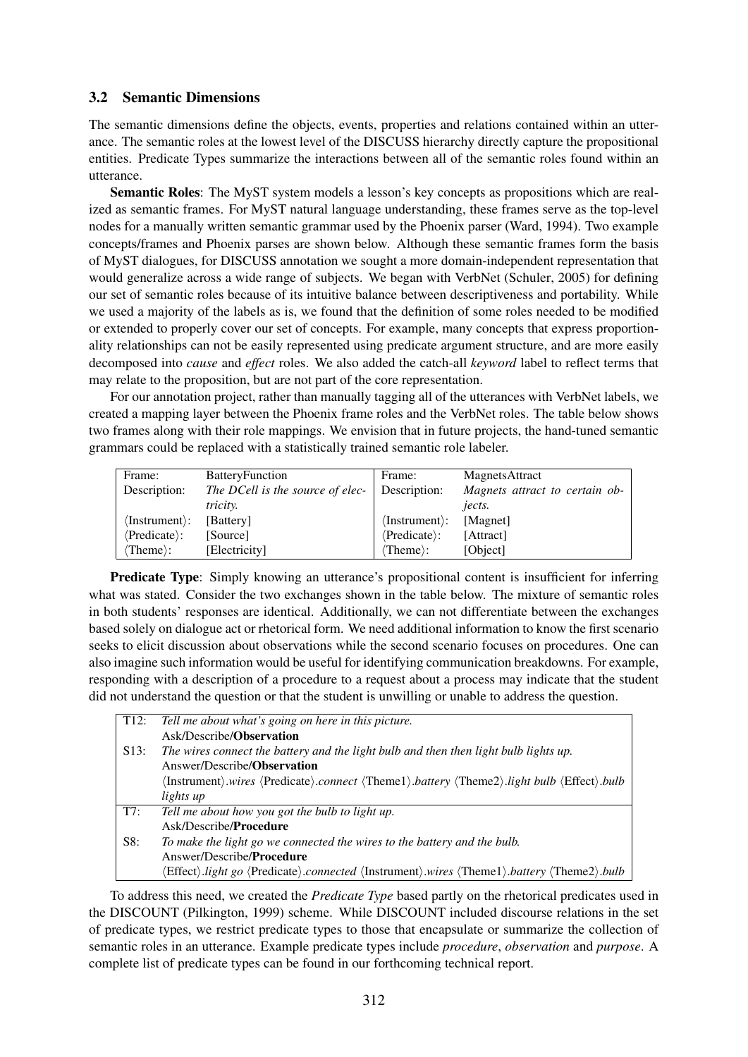### 3.2 Semantic Dimensions

The semantic dimensions define the objects, events, properties and relations contained within an utterance. The semantic roles at the lowest level of the DISCUSS hierarchy directly capture the propositional entities. Predicate Types summarize the interactions between all of the semantic roles found within an utterance.

**Semantic Roles**: The MyST system models a lesson's key concepts as propositions which are realized as semantic frames. For MyST natural language understanding, these frames serve as the top-level nodes for a manually written semantic grammar used by the Phoenix parser (Ward, 1994). Two example concepts/frames and Phoenix parses are shown below. Although these semantic frames form the basis of MyST dialogues, for DISCUSS annotation we sought a more domain-independent representation that would generalize across a wide range of subjects. We began with VerbNet (Schuler, 2005) for defining our set of semantic roles because of its intuitive balance between descriptiveness and portability. While we used a majority of the labels as is, we found that the definition of some roles needed to be modified or extended to properly cover our set of concepts. For example, many concepts that express proportionality relationships can not be easily represented using predicate argument structure, and are more easily decomposed into *cause* and *effect* roles. We also added the catch-all *keyword* label to reflect terms that may relate to the proposition, but are not part of the core representation.

For our annotation project, rather than manually tagging all of the utterances with VerbNet labels, we created a mapping layer between the Phoenix frame roles and the VerbNet roles. The table below shows two frames along with their role mappings. We envision that in future projects, the hand-tuned semantic grammars could be replaced with a statistically trained semantic role labeler.

| Frame: | BatteryFunction | Frame: | MagnetsAttract |
|---|---|---|---|
| Description: | *The DCell is the source of electricity.* | Description: | *Magnets attract to certain objects.* |
| ⟨Instrument⟩: | [Battery] | ⟨Instrument⟩: | [Magnet] |
| ⟨Predicate⟩: | [Source] | ⟨Predicate⟩: | [Attract] |
| ⟨Theme⟩: | [Electricity] | ⟨Theme⟩: | [Object] |

**Predicate Type**: Simply knowing an utterance's propositional content is insufficient for inferring what was stated. Consider the two exchanges shown in the table below. The mixture of semantic roles in both students' responses are identical. Additionally, we can not differentiate between the exchanges based solely on dialogue act or rhetorical form. We need additional information to know the first scenario seeks to elicit discussion about observations while the second scenario focuses on procedures. One can also imagine such information would be useful for identifying communication breakdowns. For example, responding with a description of a procedure to a request about a process may indicate that the student did not understand the question or that the student is unwilling or unable to address the question.

| | |
|---|---|
| T12: | *Tell me about what's going on here in this picture.* <br> Ask/Describe/**Observation** |
| S13: | *The wires connect the battery and the light bulb and then then light bulb lights up.* <br> Answer/Describe/**Observation** <br> ⟨Instrument⟩.*wires* ⟨Predicate⟩.*connect* ⟨Theme1⟩.*battery* ⟨Theme2⟩.*light bulb* ⟨Effect⟩.*bulb lights up* |
| T7: | *Tell me about how you got the bulb to light up.* <br> Ask/Describe/**Procedure** |
| S8: | *To make the light go we connected the wires to the battery and the bulb.* <br> Answer/Describe/**Procedure** <br> ⟨Effect⟩.*light go* ⟨Predicate⟩.*connected* ⟨Instrument⟩.*wires* ⟨Theme1⟩.*battery* ⟨Theme2⟩.*bulb* |

To address this need, we created the *Predicate Type* based partly on the rhetorical predicates used in the DISCOUNT (Pilkington, 1999) scheme. While DISCOUNT included discourse relations in the set of predicate types, we restrict predicate types to those that encapsulate or summarize the collection of semantic roles in an utterance. Example predicate types include *procedure*, *observation* and *purpose*. A complete list of predicate types can be found in our forthcoming technical report.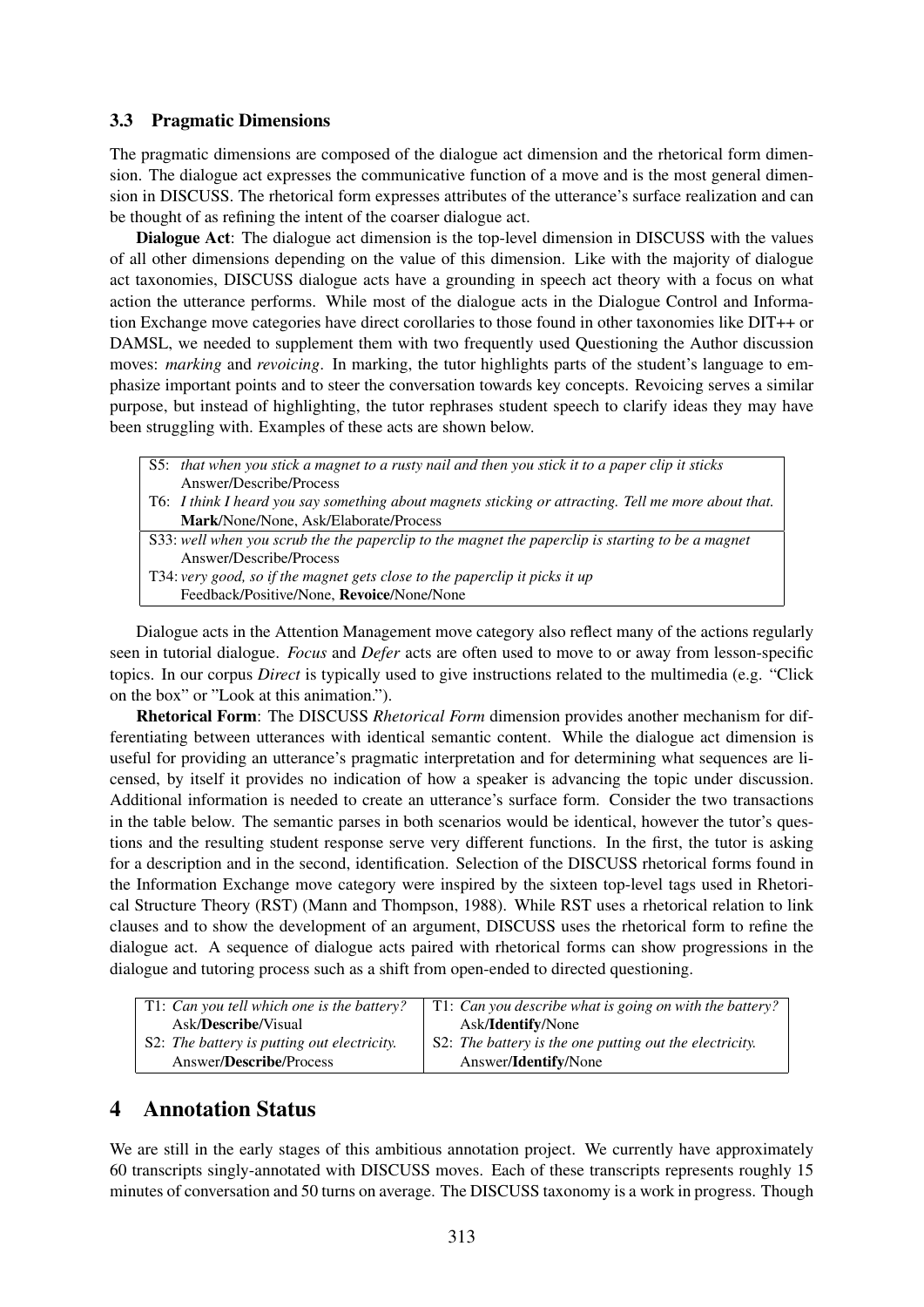### 3.3 Pragmatic Dimensions

The pragmatic dimensions are composed of the dialogue act dimension and the rhetorical form dimension. The dialogue act expresses the communicative function of a move and is the most general dimension in DISCUSS. The rhetorical form expresses attributes of the utterance's surface realization and can be thought of as refining the intent of the coarser dialogue act.

**Dialogue Act**: The dialogue act dimension is the top-level dimension in DISCUSS with the values of all other dimensions depending on the value of this dimension. Like with the majority of dialogue act taxonomies, DISCUSS dialogue acts have a grounding in speech act theory with a focus on what action the utterance performs. While most of the dialogue acts in the Dialogue Control and Information Exchange move categories have direct corollaries to those found in other taxonomies like DIT++ or DAMSL, we needed to supplement them with two frequently used Questioning the Author discussion moves: *marking* and *revoicing*. In marking, the tutor highlights parts of the student's language to emphasize important points and to steer the conversation towards key concepts. Revoicing serves a similar purpose, but instead of highlighting, the tutor rephrases student speech to clarify ideas they may have been struggling with. Examples of these acts are shown below.

| |
|---|
| S5: *that when you stick a magnet to a rusty nail and then you stick it to a paper clip it sticks*<br>Answer/Describe/Process |
| T6: *I think I heard you say something about magnets sticking or attracting. Tell me more about that.*<br>**Mark**/None/None, Ask/Elaborate/Process |
| S33: *well when you scrub the the paperclip to the magnet the paperclip is starting to be a magnet*<br>Answer/Describe/Process |
| T34: *very good, so if the magnet gets close to the paperclip it picks it up*<br>Feedback/Positive/None, **Revoice**/None/None |

Dialogue acts in the Attention Management move category also reflect many of the actions regularly seen in tutorial dialogue. *Focus* and *Defer* acts are often used to move to or away from lesson-specific topics. In our corpus *Direct* is typically used to give instructions related to the multimedia (e.g. "Click on the box" or "Look at this animation.").

**Rhetorical Form**: The DISCUSS *Rhetorical Form* dimension provides another mechanism for differentiating between utterances with identical semantic content. While the dialogue act dimension is useful for providing an utterance's pragmatic interpretation and for determining what sequences are licensed, by itself it provides no indication of how a speaker is advancing the topic under discussion. Additional information is needed to create an utterance's surface form. Consider the two transactions in the table below. The semantic parses in both scenarios would be identical, however the tutor's questions and the resulting student response serve very different functions. In the first, the tutor is asking for a description and in the second, identification. Selection of the DISCUSS rhetorical forms found in the Information Exchange move category were inspired by the sixteen top-level tags used in Rhetorical Structure Theory (RST) (Mann and Thompson, 1988). While RST uses a rhetorical relation to link clauses and to show the development of an argument, DISCUSS uses the rhetorical form to refine the dialogue act. A sequence of dialogue acts paired with rhetorical forms can show progressions in the dialogue and tutoring process such as a shift from open-ended to directed questioning.

| | |
|---|---|
| T1: *Can you tell which one is the battery?*<br>Ask/**Describe**/Visual | T1: *Can you describe what is going on with the battery?*<br>Ask/**Identify**/None |
| S2: *The battery is putting out electricity.*<br>Answer/**Describe**/Process | S2: *The battery is the one putting out the electricity.*<br>Answer/**Identify**/None |

## 4 Annotation Status

We are still in the early stages of this ambitious annotation project. We currently have approximately 60 transcripts singly-annotated with DISCUSS moves. Each of these transcripts represents roughly 15 minutes of conversation and 50 turns on average. The DISCUSS taxonomy is a work in progress. Though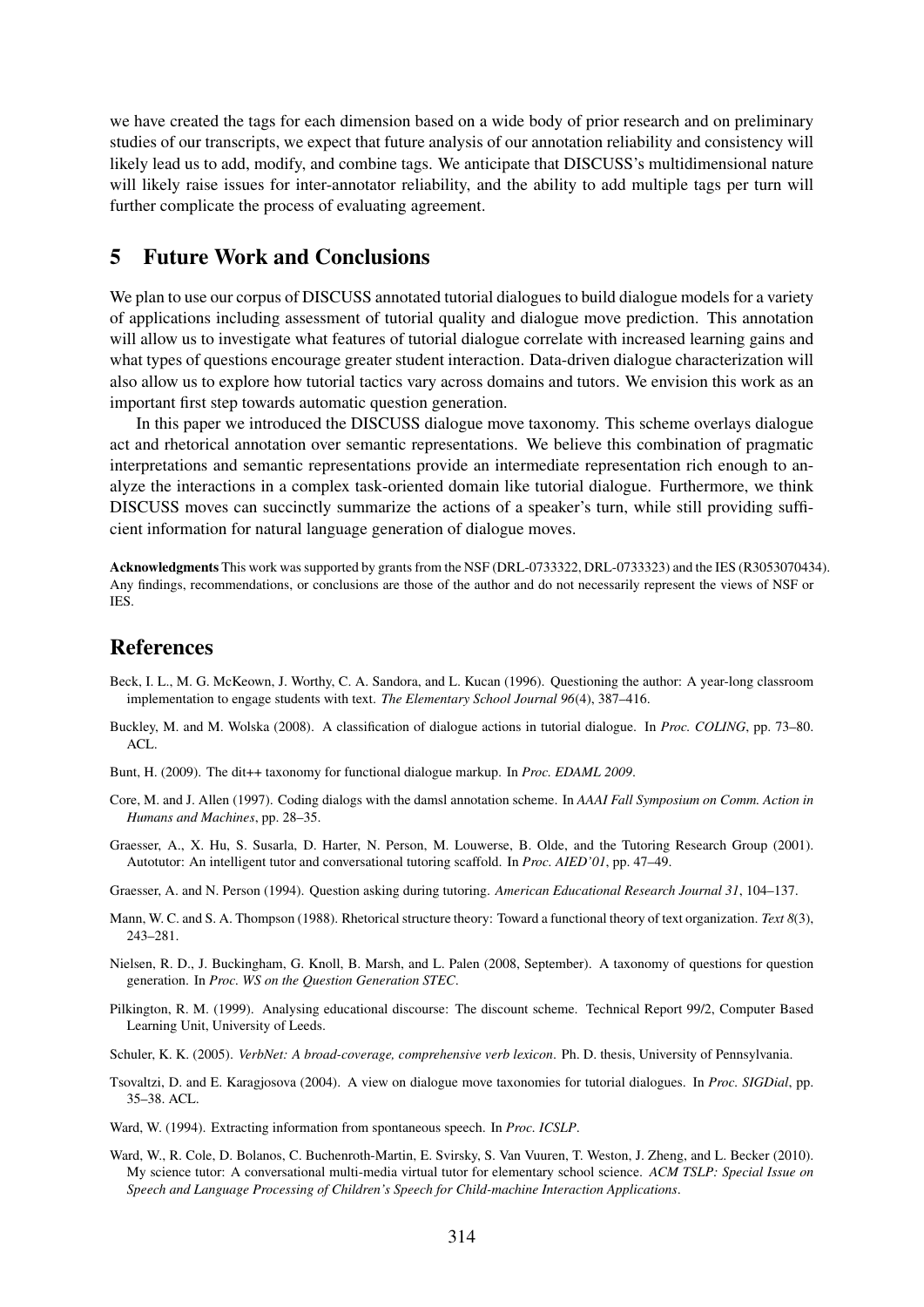we have created the tags for each dimension based on a wide body of prior research and on preliminary studies of our transcripts, we expect that future analysis of our annotation reliability and consistency will likely lead us to add, modify, and combine tags. We anticipate that DISCUSS's multidimensional nature will likely raise issues for inter-annotator reliability, and the ability to add multiple tags per turn will further complicate the process of evaluating agreement.

## 5 Future Work and Conclusions

We plan to use our corpus of DISCUSS annotated tutorial dialogues to build dialogue models for a variety of applications including assessment of tutorial quality and dialogue move prediction. This annotation will allow us to investigate what features of tutorial dialogue correlate with increased learning gains and what types of questions encourage greater student interaction. Data-driven dialogue characterization will also allow us to explore how tutorial tactics vary across domains and tutors. We envision this work as an important first step towards automatic question generation.

In this paper we introduced the DISCUSS dialogue move taxonomy. This scheme overlays dialogue act and rhetorical annotation over semantic representations. We believe this combination of pragmatic interpretations and semantic representations provide an intermediate representation rich enough to analyze the interactions in a complex task-oriented domain like tutorial dialogue. Furthermore, we think DISCUSS moves can succinctly summarize the actions of a speaker's turn, while still providing sufficient information for natural language generation of dialogue moves.

**Acknowledgments** This work was supported by grants from the NSF (DRL-0733322, DRL-0733323) and the IES (R3053070434). Any findings, recommendations, or conclusions are those of the author and do not necessarily represent the views of NSF or IES.

## References

Beck, I. L., M. G. McKeown, J. Worthy, C. A. Sandora, and L. Kucan (1996). Questioning the author: A year-long classroom implementation to engage students with text. *The Elementary School Journal 96*(4), 387–416.

Buckley, M. and M. Wolska (2008). A classification of dialogue actions in tutorial dialogue. In *Proc. COLING*, pp. 73–80. ACL.

Bunt, H. (2009). The dit++ taxonomy for functional dialogue markup. In *Proc. EDAML 2009*.

Core, M. and J. Allen (1997). Coding dialogs with the damsl annotation scheme. In *AAAI Fall Symposium on Comm. Action in Humans and Machines*, pp. 28–35.

Graesser, A., X. Hu, S. Susarla, D. Harter, N. Person, M. Louwerse, B. Olde, and the Tutoring Research Group (2001). Autotutor: An intelligent tutor and conversational tutoring scaffold. In *Proc. AIED'01*, pp. 47–49.

Graesser, A. and N. Person (1994). Question asking during tutoring. *American Educational Research Journal 31*, 104–137.

Mann, W. C. and S. A. Thompson (1988). Rhetorical structure theory: Toward a functional theory of text organization. *Text 8*(3), 243–281.

Nielsen, R. D., J. Buckingham, G. Knoll, B. Marsh, and L. Palen (2008, September). A taxonomy of questions for question generation. In *Proc. WS on the Question Generation STEC*.

Pilkington, R. M. (1999). Analysing educational discourse: The discount scheme. Technical Report 99/2, Computer Based Learning Unit, University of Leeds.

Schuler, K. K. (2005). *VerbNet: A broad-coverage, comprehensive verb lexicon*. Ph. D. thesis, University of Pennsylvania.

Tsovaltzi, D. and E. Karagjosova (2004). A view on dialogue move taxonomies for tutorial dialogues. In *Proc. SIGDial*, pp. 35–38. ACL.

Ward, W. (1994). Extracting information from spontaneous speech. In *Proc. ICSLP*.

Ward, W., R. Cole, D. Bolanos, C. Buchenroth-Martin, E. Svirsky, S. Van Vuuren, T. Weston, J. Zheng, and L. Becker (2010). My science tutor: A conversational multi-media virtual tutor for elementary school science. *ACM TSLP: Special Issue on Speech and Language Processing of Children's Speech for Child-machine Interaction Applications*.